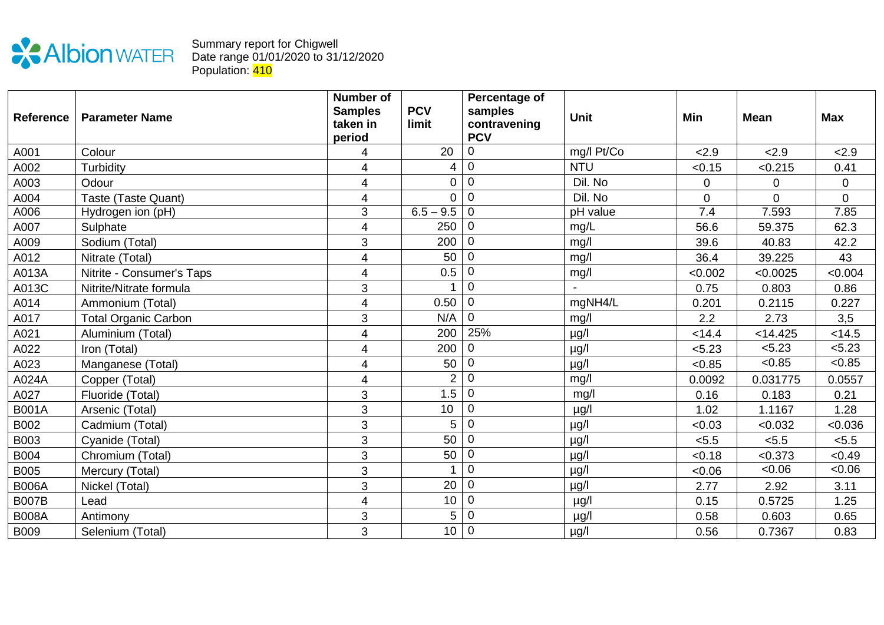Albion WATER

Summary report for Chigwell
Date range 01/01/2020 to 31/12/2020
Population: 410

| Reference | Parameter Name | Number of Samples taken in period | PCV limit | Percentage of samples contravening PCV | Unit | Min | Mean | Max |
|---|---|---|---|---|---|---|---|---|
| A001 | Colour | 4 | 20 | 0 | mg/l Pt/Co | <2.9 | <2.9 | <2.9 |
| A002 | Turbidity | 4 | 4 | 0 | NTU | <0.15 | <0.215 | 0.41 |
| A003 | Odour | 4 | 0 | 0 | Dil. No | 0 | 0 | 0 |
| A004 | Taste (Taste Quant) | 4 | 0 | 0 | Dil. No | 0 | 0 | 0 |
| A006 | Hydrogen ion (pH) | 3 | 6.5 – 9.5 | 0 | pH value | 7.4 | 7.593 | 7.85 |
| A007 | Sulphate | 4 | 250 | 0 | mg/L | 56.6 | 59.375 | 62.3 |
| A009 | Sodium (Total) | 3 | 200 | 0 | mg/l | 39.6 | 40.83 | 42.2 |
| A012 | Nitrate (Total) | 4 | 50 | 0 | mg/l | 36.4 | 39.225 | 43 |
| A013A | Nitrite - Consumer's Taps | 4 | 0.5 | 0 | mg/l | <0.002 | <0.0025 | <0.004 |
| A013C | Nitrite/Nitrate formula | 3 | 1 | 0 | - | 0.75 | 0.803 | 0.86 |
| A014 | Ammonium (Total) | 4 | 0.50 | 0 | mgNH4/L | 0.201 | 0.2115 | 0.227 |
| A017 | Total Organic Carbon | 3 | N/A | 0 | mg/l | 2.2 | 2.73 | 3,5 |
| A021 | Aluminium (Total) | 4 | 200 | 25% | µg/l | <14.4 | <14.425 | <14.5 |
| A022 | Iron (Total) | 4 | 200 | 0 | µg/l | <5.23 | <5.23 | <5.23 |
| A023 | Manganese (Total) | 4 | 50 | 0 | µg/l | <0.85 | <0.85 | <0.85 |
| A024A | Copper (Total) | 4 | 2 | 0 | mg/l | 0.0092 | 0.031775 | 0.0557 |
| A027 | Fluoride (Total) | 3 | 1.5 | 0 | mg/l | 0.16 | 0.183 | 0.21 |
| B001A | Arsenic (Total) | 3 | 10 | 0 | µg/l | 1.02 | 1.1167 | 1.28 |
| B002 | Cadmium (Total) | 3 | 5 | 0 | µg/l | <0.03 | <0.032 | <0.036 |
| B003 | Cyanide (Total) | 3 | 50 | 0 | µg/l | <5.5 | <5.5 | <5.5 |
| B004 | Chromium (Total) | 3 | 50 | 0 | µg/l | <0.18 | <0.373 | <0.49 |
| B005 | Mercury (Total) | 3 | 1 | 0 | µg/l | <0.06 | <0.06 | <0.06 |
| B006A | Nickel (Total) | 3 | 20 | 0 | µg/l | 2.77 | 2.92 | 3.11 |
| B007B | Lead | 4 | 10 | 0 | µg/l | 0.15 | 0.5725 | 1.25 |
| B008A | Antimony | 3 | 5 | 0 | µg/l | 0.58 | 0.603 | 0.65 |
| B009 | Selenium (Total) | 3 | 10 | 0 | µg/l | 0.56 | 0.7367 | 0.83 |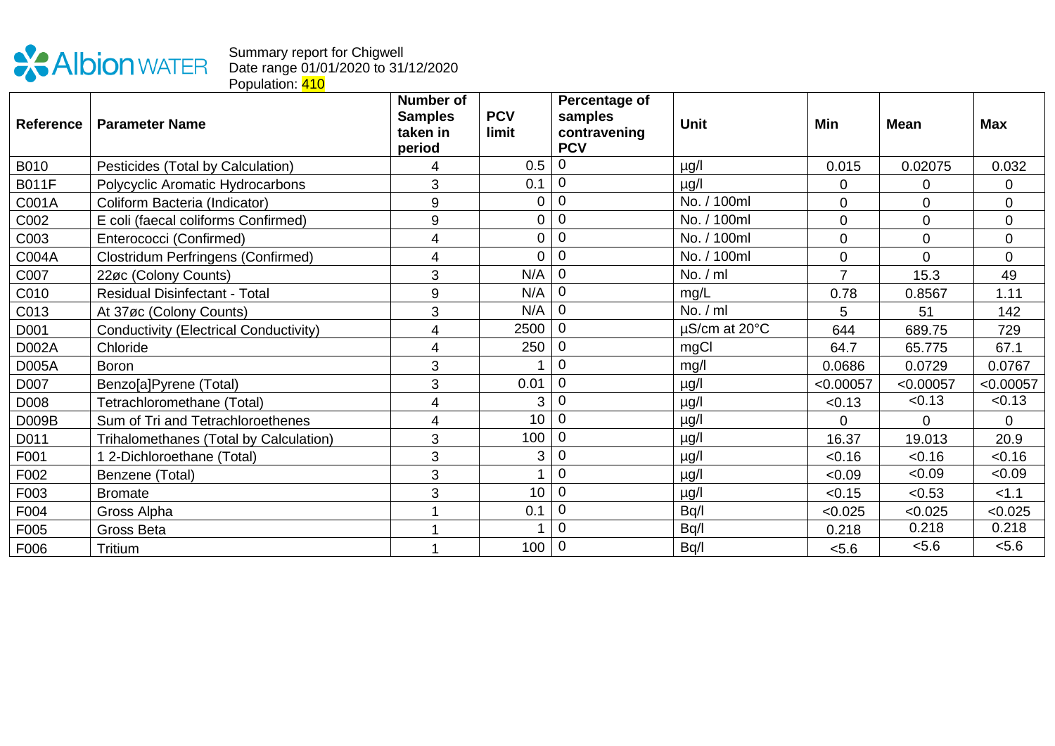Albion WATER

Summary report for Chigwell
Date range 01/01/2020 to 31/12/2020
Population: 410

| Reference | Parameter Name | Number of Samples taken in period | PCV limit | Percentage of samples contravening PCV | Unit | Min | Mean | Max |
|---|---|---|---|---|---|---|---|---|
| B010 | Pesticides (Total by Calculation) | 4 | 0.5 | 0 | µg/l | 0.015 | 0.02075 | 0.032 |
| B011F | Polycyclic Aromatic Hydrocarbons | 3 | 0.1 | 0 | µg/l | 0 | 0 | 0 |
| C001A | Coliform Bacteria (Indicator) | 9 | 0 | 0 | No. / 100ml | 0 | 0 | 0 |
| C002 | E coli (faecal coliforms Confirmed) | 9 | 0 | 0 | No. / 100ml | 0 | 0 | 0 |
| C003 | Enterococci (Confirmed) | 4 | 0 | 0 | No. / 100ml | 0 | 0 | 0 |
| C004A | Clostridum Perfringens (Confirmed) | 4 | 0 | 0 | No. / 100ml | 0 | 0 | 0 |
| C007 | 22øc (Colony Counts) | 3 | N/A | 0 | No. / ml | 7 | 15.3 | 49 |
| C010 | Residual Disinfectant - Total | 9 | N/A | 0 | mg/L | 0.78 | 0.8567 | 1.11 |
| C013 | At 37øc (Colony Counts) | 3 | N/A | 0 | No. / ml | 5 | 51 | 142 |
| D001 | Conductivity (Electrical Conductivity) | 4 | 2500 | 0 | µS/cm at 20°C | 644 | 689.75 | 729 |
| D002A | Chloride | 4 | 250 | 0 | mgCl | 64.7 | 65.775 | 67.1 |
| D005A | Boron | 3 | 1 | 0 | mg/l | 0.0686 | 0.0729 | 0.0767 |
| D007 | Benzo[a]Pyrene (Total) | 3 | 0.01 | 0 | µg/l | <0.00057 | <0.00057 | <0.00057 |
| D008 | Tetrachloromethane (Total) | 4 | 3 | 0 | µg/l | <0.13 | <0.13 | <0.13 |
| D009B | Sum of Tri and Tetrachloroethenes | 4 | 10 | 0 | µg/l | 0 | 0 | 0 |
| D011 | Trihalomethanes (Total by Calculation) | 3 | 100 | 0 | µg/l | 16.37 | 19.013 | 20.9 |
| F001 | 1 2-Dichloroethane (Total) | 3 | 3 | 0 | µg/l | <0.16 | <0.16 | <0.16 |
| F002 | Benzene (Total) | 3 | 1 | 0 | µg/l | <0.09 | <0.09 | <0.09 |
| F003 | Bromate | 3 | 10 | 0 | µg/l | <0.15 | <0.53 | <1.1 |
| F004 | Gross Alpha | 1 | 0.1 | 0 | Bq/l | <0.025 | <0.025 | <0.025 |
| F005 | Gross Beta | 1 | 1 | 0 | Bq/l | 0.218 | 0.218 | 0.218 |
| F006 | Tritium | 1 | 100 | 0 | Bq/l | <5.6 | <5.6 | <5.6 |